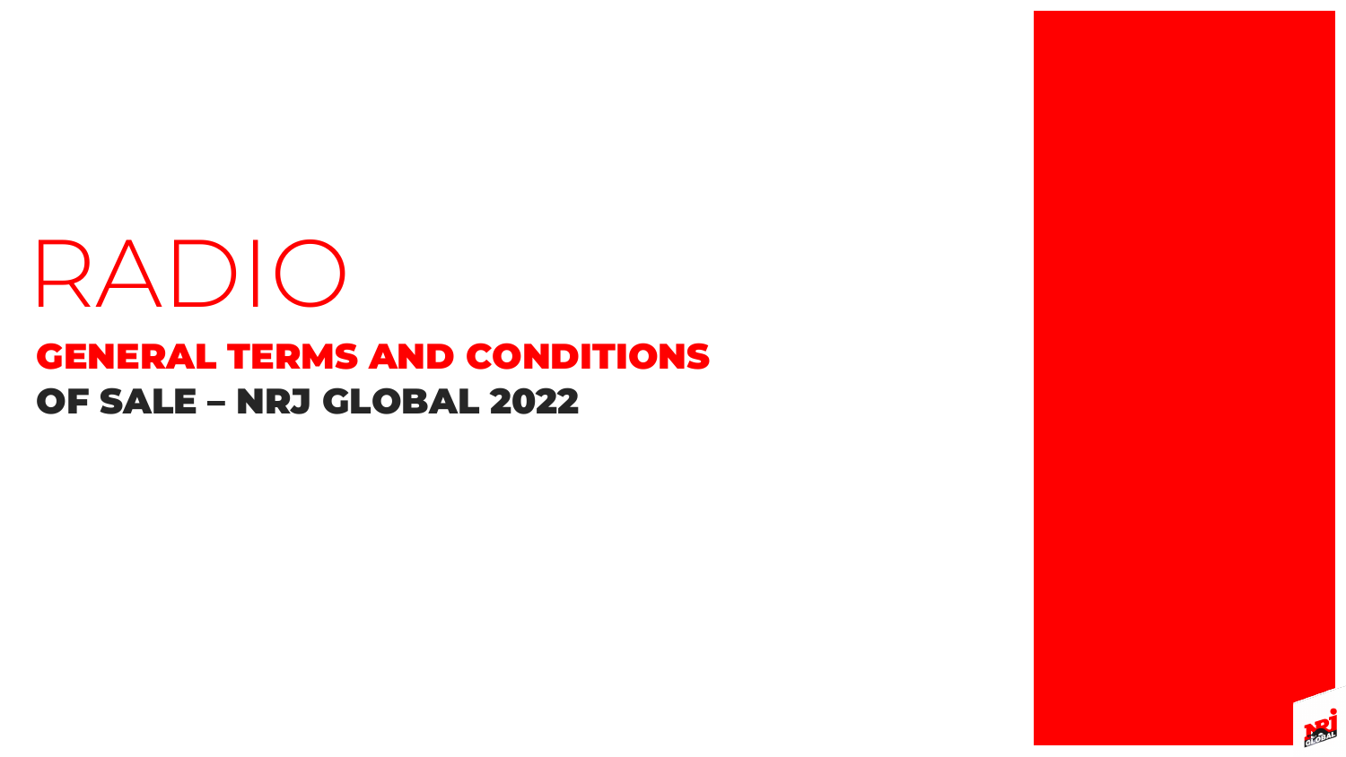# RADIO

## GENERAL TERMS AND CONDITIONS OF SALE – NRJ GLOBAL 2022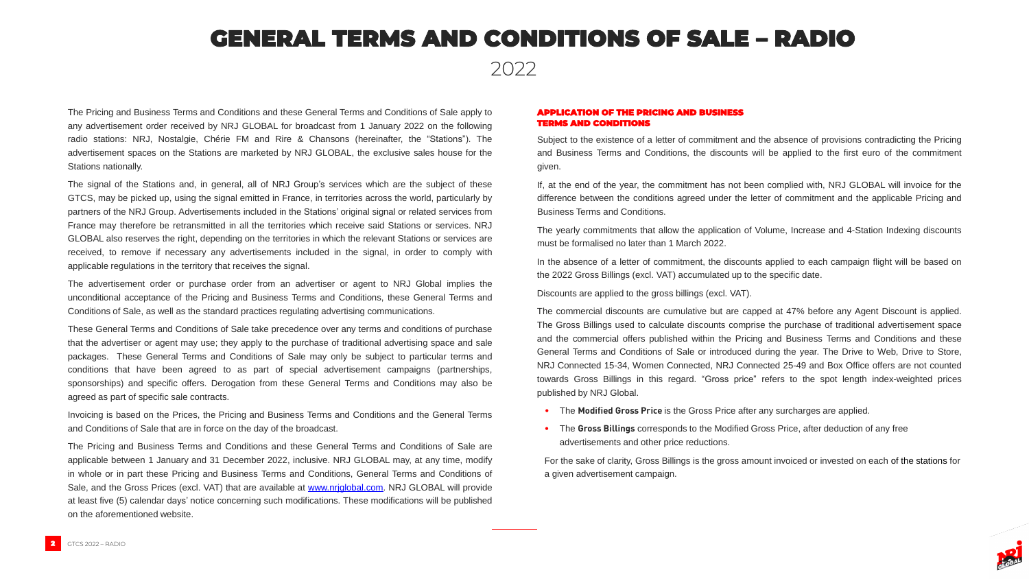# GENERAL TERMS AND CONDITIONS OF SALE – RADIO

2022

The Pricing and Business Terms and Conditions and these General Terms and Conditions of Sale apply to any advertisement order received by NRJ GLOBAL for broadcast from 1 January 2022 on the following radio stations: NRJ, Nostalgie, Chérie FM and Rire & Chansons (hereinafter, the "Stations"). The advertisement spaces on the Stations are marketed by NRJ GLOBAL, the exclusive sales house for the Stations nationally.

The signal of the Stations and, in general, all of NRJ Group's services which are the subject of these GTCS, may be picked up, using the signal emitted in France, in territories across the world, particularly by partners of the NRJ Group. Advertisements included in the Stations' original signal or related services from France may therefore be retransmitted in all the territories which receive said Stations or services. NRJ GLOBAL also reserves the right, depending on the territories in which the relevant Stations or services are received, to remove if necessary any advertisements included in the signal, in order to comply with applicable regulations in the territory that receives the signal.

The advertisement order or purchase order from an advertiser or agent to NRJ Global implies the unconditional acceptance of the Pricing and Business Terms and Conditions, these General Terms and Conditions of Sale, as well as the standard practices regulating advertising communications.

These General Terms and Conditions of Sale take precedence over any terms and conditions of purchase that the advertiser or agent may use; they apply to the purchase of traditional advertising space and sale packages. These General Terms and Conditions of Sale may only be subject to particular terms and conditions that have been agreed to as part of special advertisement campaigns (partnerships, sponsorships) and specific offers. Derogation from these General Terms and Conditions may also be agreed as part of specific sale contracts.

Invoicing is based on the Prices, the Pricing and Business Terms and Conditions and the General Terms and Conditions of Sale that are in force on the day of the broadcast.

The Pricing and Business Terms and Conditions and these General Terms and Conditions of Sale are applicable between 1 January and 31 December 2022, inclusive. NRJ GLOBAL may, at any time, modify in whole or in part these Pricing and Business Terms and Conditions, General Terms and Conditions of Sale, and the Gross Prices (excl. VAT) that are available at www.nrjglobal.com. NRJ GLOBAL will provide at least five (5) calendar days' notice concerning such modifications. These modifications will be published on the aforementioned website.

## APPLICATION OF THE PRICING AND BUSINESS TERMS AND CONDITIONS

Subject to the existence of a letter of commitment and the absence of provisions contradicting the Pricing and Business Terms and Conditions, the discounts will be applied to the first euro of the commitment given.

If, at the end of the year, the commitment has not been complied with, NRJ GLOBAL will invoice for the difference between the conditions agreed under the letter of commitment and the applicable Pricing and Business Terms and Conditions.

The yearly commitments that allow the application of Volume, Increase and 4-Station Indexing discounts must be formalised no later than 1 March 2022.

In the absence of a letter of commitment, the discounts applied to each campaign flight will be based on the 2022 Gross Billings (excl. VAT) accumulated up to the specific date.

Discounts are applied to the gross billings (excl. VAT).

The commercial discounts are cumulative but are capped at 47% before any Agent Discount is applied. The Gross Billings used to calculate discounts comprise the purchase of traditional advertisement space and the commercial offers published within the Pricing and Business Terms and Conditions and these General Terms and Conditions of Sale or introduced during the year. The Drive to Web, Drive to Store, NRJ Connected 15-34, Women Connected, NRJ Connected 25-49 and Box Office offers are not counted towards Gross Billings in this regard. "Gross price" refers to the spot length index-weighted prices published by NRJ Global.

- The **Modified Gross Price** is the Gross Price after any surcharges are applied.
- The **Gross Billings** corresponds to the Modified Gross Price, after deduction of any free advertisements and other price reductions.

For the sake of clarity, Gross Billings is the gross amount invoiced or invested on each of the stations for a given advertisement campaign.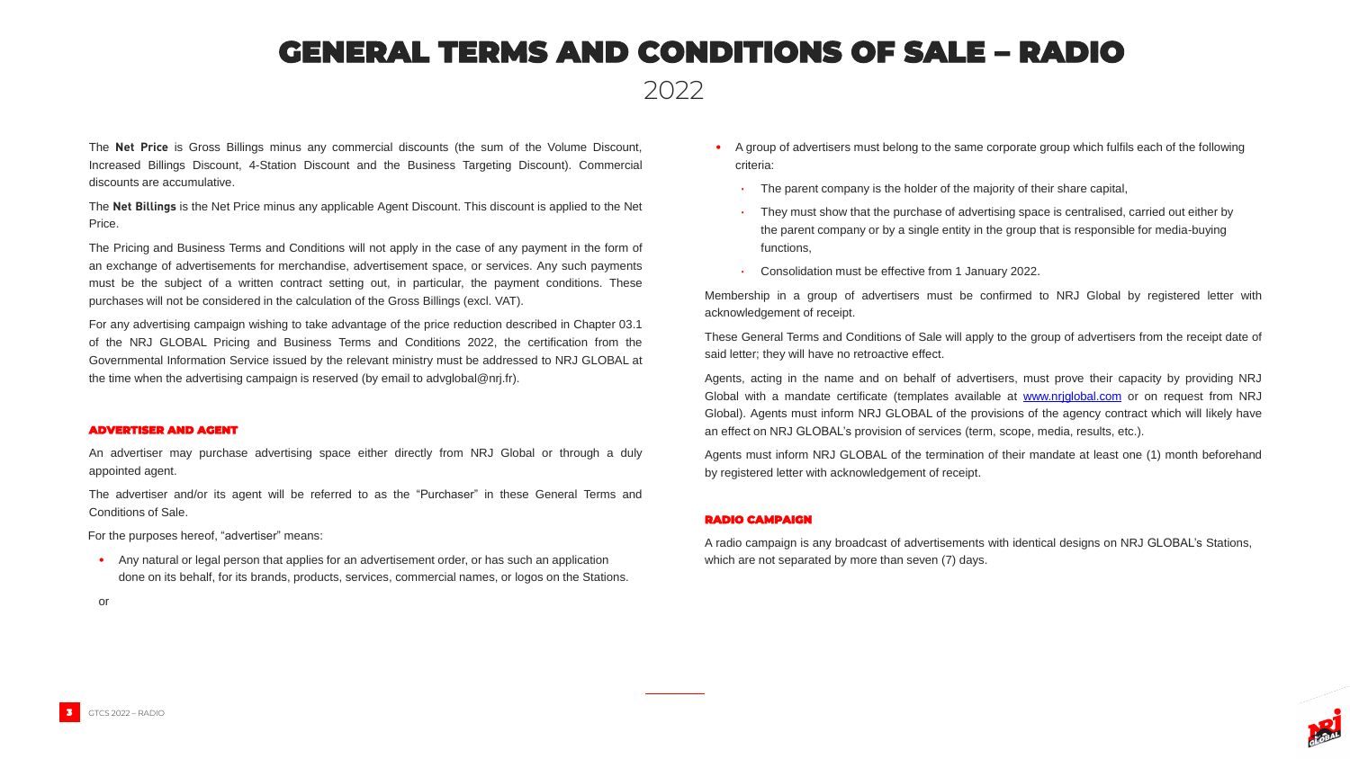# GENERAL TERMS AND CONDITIONS OF SALE – RADIO

2022

The **Net Price** is Gross Billings minus any commercial discounts (the sum of the Volume Discount, Increased Billings Discount, 4-Station Discount and the Business Targeting Discount). Commercial discounts are accumulative.

The **Net Billings** is the Net Price minus any applicable Agent Discount. This discount is applied to the Net Price.

The Pricing and Business Terms and Conditions will not apply in the case of any payment in the form of an exchange of advertisements for merchandise, advertisement space, or services. Any such payments must be the subject of a written contract setting out, in particular, the payment conditions. These purchases will not be considered in the calculation of the Gross Billings (excl. VAT).

For any advertising campaign wishing to take advantage of the price reduction described in Chapter 03.1 of the NRJ GLOBAL Pricing and Business Terms and Conditions 2022, the certification from the Governmental Information Service issued by the relevant ministry must be addressed to NRJ GLOBAL at the time when the advertising campaign is reserved (by email to advglobal@nrj.fr).

### ADVERTISER AND AGENT

An advertiser may purchase advertising space either directly from NRJ Global or through a duly appointed agent.

The advertiser and/or its agent will be referred to as the "Purchaser" in these General Terms and Conditions of Sale.

For the purposes hereof, "advertiser" means:

- Any natural or legal person that applies for an advertisement order, or has such an application done on its behalf, for its brands, products, services, commercial names, or logos on the Stations.

or

- A group of advertisers must belong to the same corporate group which fulfils each of the following criteria:
  - The parent company is the holder of the majority of their share capital,
  - They must show that the purchase of advertising space is centralised, carried out either by the parent company or by a single entity in the group that is responsible for media-buying functions,
  - Consolidation must be effective from 1 January 2022.

Membership in a group of advertisers must be confirmed to NRJ Global by registered letter with acknowledgement of receipt.

These General Terms and Conditions of Sale will apply to the group of advertisers from the receipt date of said letter; they will have no retroactive effect.

Agents, acting in the name and on behalf of advertisers, must prove their capacity by providing NRJ Global with a mandate certificate (templates available at www.nrjglobal.com or on request from NRJ Global). Agents must inform NRJ GLOBAL of the provisions of the agency contract which will likely have an effect on NRJ GLOBAL's provision of services (term, scope, media, results, etc.).

Agents must inform NRJ GLOBAL of the termination of their mandate at least one (1) month beforehand by registered letter with acknowledgement of receipt.

### RADIO CAMPAIGN

A radio campaign is any broadcast of advertisements with identical designs on NRJ GLOBAL's Stations, which are not separated by more than seven (7) days.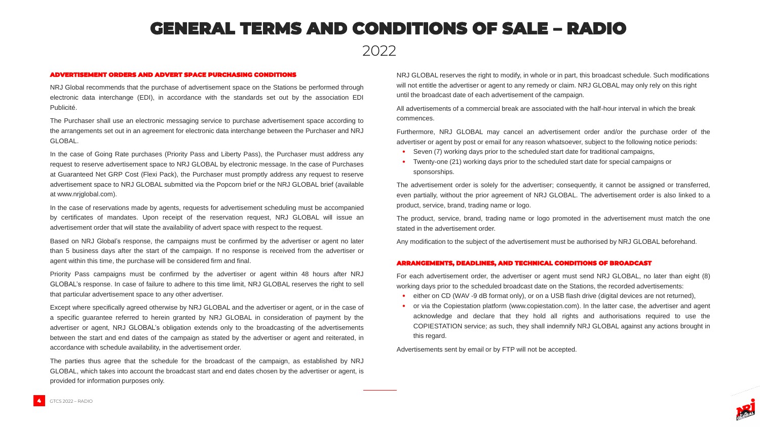# GENERAL TERMS AND CONDITIONS OF SALE – RADIO

2022

## ADVERTISEMENT ORDERS AND ADVERT SPACE PURCHASING CONDITIONS

NRJ Global recommends that the purchase of advertisement space on the Stations be performed through electronic data interchange (EDI), in accordance with the standards set out by the association EDI Publicité.

The Purchaser shall use an electronic messaging service to purchase advertisement space according to the arrangements set out in an agreement for electronic data interchange between the Purchaser and NRJ GLOBAL.

In the case of Going Rate purchases (Priority Pass and Liberty Pass), the Purchaser must address any request to reserve advertisement space to NRJ GLOBAL by electronic message. In the case of Purchases at Guaranteed Net GRP Cost (Flexi Pack), the Purchaser must promptly address any request to reserve advertisement space to NRJ GLOBAL submitted via the Popcorn brief or the NRJ GLOBAL brief (available at www.nrjglobal.com).

In the case of reservations made by agents, requests for advertisement scheduling must be accompanied by certificates of mandates. Upon receipt of the reservation request, NRJ GLOBAL will issue an advertisement order that will state the availability of advert space with respect to the request.

Based on NRJ Global's response, the campaigns must be confirmed by the advertiser or agent no later than 5 business days after the start of the campaign. If no response is received from the advertiser or agent within this time, the purchase will be considered firm and final.

Priority Pass campaigns must be confirmed by the advertiser or agent within 48 hours after NRJ GLOBAL's response. In case of failure to adhere to this time limit, NRJ GLOBAL reserves the right to sell that particular advertisement space to any other advertiser.

Except where specifically agreed otherwise by NRJ GLOBAL and the advertiser or agent, or in the case of a specific guarantee referred to herein granted by NRJ GLOBAL in consideration of payment by the advertiser or agent, NRJ GLOBAL's obligation extends only to the broadcasting of the advertisements between the start and end dates of the campaign as stated by the advertiser or agent and reiterated, in accordance with schedule availability, in the advertisement order.

The parties thus agree that the schedule for the broadcast of the campaign, as established by NRJ GLOBAL, which takes into account the broadcast start and end dates chosen by the advertiser or agent, is provided for information purposes only.

NRJ GLOBAL reserves the right to modify, in whole or in part, this broadcast schedule. Such modifications will not entitle the advertiser or agent to any remedy or claim. NRJ GLOBAL may only rely on this right until the broadcast date of each advertisement of the campaign.

All advertisements of a commercial break are associated with the half-hour interval in which the break commences.

Furthermore, NRJ GLOBAL may cancel an advertisement order and/or the purchase order of the advertiser or agent by post or email for any reason whatsoever, subject to the following notice periods:

- Seven (7) working days prior to the scheduled start date for traditional campaigns,
- Twenty-one (21) working days prior to the scheduled start date for special campaigns or sponsorships.

The advertisement order is solely for the advertiser; consequently, it cannot be assigned or transferred, even partially, without the prior agreement of NRJ GLOBAL. The advertisement order is also linked to a product, service, brand, trading name or logo.

The product, service, brand, trading name or logo promoted in the advertisement must match the one stated in the advertisement order.

Any modification to the subject of the advertisement must be authorised by NRJ GLOBAL beforehand.

## ARRANGEMENTS, DEADLINES, AND TECHNICAL CONDITIONS OF BROADCAST

For each advertisement order, the advertiser or agent must send NRJ GLOBAL, no later than eight (8) working days prior to the scheduled broadcast date on the Stations, the recorded advertisements:

- either on CD (WAV -9 dB format only), or on a USB flash drive (digital devices are not returned),
- or via the Copiestation platform (www.copiestation.com). In the latter case, the advertiser and agent acknowledge and declare that they hold all rights and authorisations required to use the COPIESTATION service; as such, they shall indemnify NRJ GLOBAL against any actions brought in this regard.

Advertisements sent by email or by FTP will not be accepted.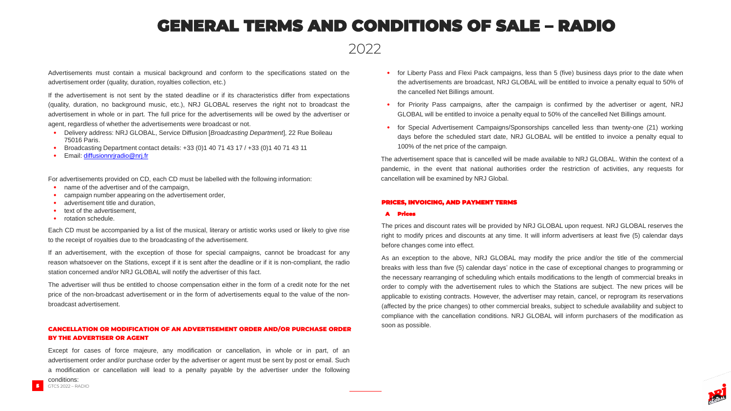# GENERAL TERMS AND CONDITIONS OF SALE – RADIO

2022

Advertisements must contain a musical background and conform to the specifications stated on the advertisement order (quality, duration, royalties collection, etc.)

If the advertisement is not sent by the stated deadline or if its characteristics differ from expectations (quality, duration, no background music, etc.), NRJ GLOBAL reserves the right not to broadcast the advertisement in whole or in part. The full price for the advertisements will be owed by the advertiser or agent, regardless of whether the advertisements were broadcast or not.

- Delivery address: NRJ GLOBAL, Service Diffusion [*Broadcasting Department*], 22 Rue Boileau 75016 Paris.
- Broadcasting Department contact details: +33 (0)1 40 71 43 17 / +33 (0)1 40 71 43 11
- Email: diffusionnrjradio@nrj.fr

For advertisements provided on CD, each CD must be labelled with the following information:

- name of the advertiser and of the campaign,
- campaign number appearing on the advertisement order,
- advertisement title and duration,
- text of the advertisement,
- rotation schedule.

Each CD must be accompanied by a list of the musical, literary or artistic works used or likely to give rise to the receipt of royalties due to the broadcasting of the advertisement.

If an advertisement, with the exception of those for special campaigns, cannot be broadcast for any reason whatsoever on the Stations, except if it is sent after the deadline or if it is non-compliant, the radio station concerned and/or NRJ GLOBAL will notify the advertiser of this fact.

The advertiser will thus be entitled to choose compensation either in the form of a credit note for the net price of the non-broadcast advertisement or in the form of advertisements equal to the value of the non-broadcast advertisement.

## CANCELLATION OR MODIFICATION OF AN ADVERTISEMENT ORDER AND/OR PURCHASE ORDER BY THE ADVERTISER OR AGENT

Except for cases of force majeure, any modification or cancellation, in whole or in part, of an advertisement order and/or purchase order by the advertiser or agent must be sent by post or email. Such a modification or cancellation will lead to a penalty payable by the advertiser under the following conditions:

- for Liberty Pass and Flexi Pack campaigns, less than 5 (five) business days prior to the date when the advertisements are broadcast, NRJ GLOBAL will be entitled to invoice a penalty equal to 50% of the cancelled Net Billings amount.
- for Priority Pass campaigns, after the campaign is confirmed by the advertiser or agent, NRJ GLOBAL will be entitled to invoice a penalty equal to 50% of the cancelled Net Billings amount.
- for Special Advertisement Campaigns/Sponsorships cancelled less than twenty-one (21) working days before the scheduled start date, NRJ GLOBAL will be entitled to invoice a penalty equal to 100% of the net price of the campaign.

The advertisement space that is cancelled will be made available to NRJ GLOBAL. Within the context of a pandemic, in the event that national authorities order the restriction of activities, any requests for cancellation will be examined by NRJ Global.

## PRICES, INVOICING, AND PAYMENT TERMS

### A Prices

The prices and discount rates will be provided by NRJ GLOBAL upon request. NRJ GLOBAL reserves the right to modify prices and discounts at any time. It will inform advertisers at least five (5) calendar days before changes come into effect.

As an exception to the above, NRJ GLOBAL may modify the price and/or the title of the commercial breaks with less than five (5) calendar days' notice in the case of exceptional changes to programming or the necessary rearranging of scheduling which entails modifications to the length of commercial breaks in order to comply with the advertisement rules to which the Stations are subject. The new prices will be applicable to existing contracts. However, the advertiser may retain, cancel, or reprogram its reservations (affected by the price changes) to other commercial breaks, subject to schedule availability and subject to compliance with the cancellation conditions. NRJ GLOBAL will inform purchasers of the modification as soon as possible.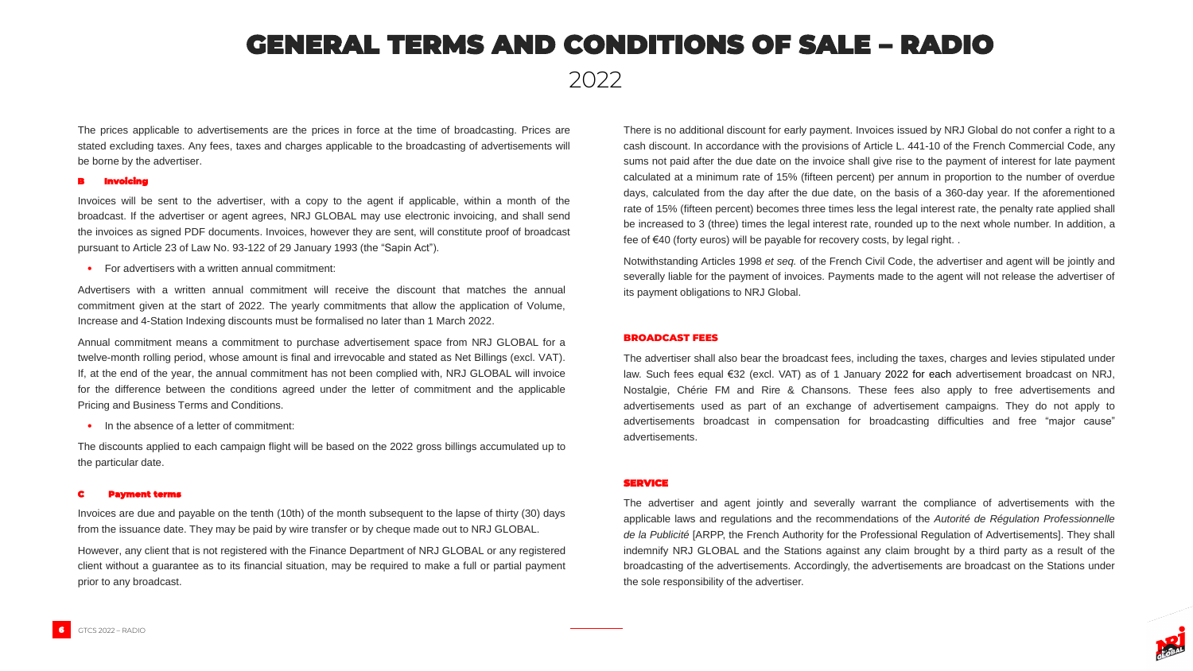# GENERAL TERMS AND CONDITIONS OF SALE – RADIO

2022

The prices applicable to advertisements are the prices in force at the time of broadcasting. Prices are stated excluding taxes. Any fees, taxes and charges applicable to the broadcasting of advertisements will be borne by the advertiser.

### B Invoicing

Invoices will be sent to the advertiser, with a copy to the agent if applicable, within a month of the broadcast. If the advertiser or agent agrees, NRJ GLOBAL may use electronic invoicing, and shall send the invoices as signed PDF documents. Invoices, however they are sent, will constitute proof of broadcast pursuant to Article 23 of Law No. 93-122 of 29 January 1993 (the "Sapin Act").

- For advertisers with a written annual commitment:

Advertisers with a written annual commitment will receive the discount that matches the annual commitment given at the start of 2022. The yearly commitments that allow the application of Volume, Increase and 4-Station Indexing discounts must be formalised no later than 1 March 2022.

Annual commitment means a commitment to purchase advertisement space from NRJ GLOBAL for a twelve-month rolling period, whose amount is final and irrevocable and stated as Net Billings (excl. VAT). If, at the end of the year, the annual commitment has not been complied with, NRJ GLOBAL will invoice for the difference between the conditions agreed under the letter of commitment and the applicable Pricing and Business Terms and Conditions.

- In the absence of a letter of commitment:

The discounts applied to each campaign flight will be based on the 2022 gross billings accumulated up to the particular date.

### C Payment terms

Invoices are due and payable on the tenth (10th) of the month subsequent to the lapse of thirty (30) days from the issuance date. They may be paid by wire transfer or by cheque made out to NRJ GLOBAL.

However, any client that is not registered with the Finance Department of NRJ GLOBAL or any registered client without a guarantee as to its financial situation, may be required to make a full or partial payment prior to any broadcast.

There is no additional discount for early payment. Invoices issued by NRJ Global do not confer a right to a cash discount. In accordance with the provisions of Article L. 441-10 of the French Commercial Code, any sums not paid after the due date on the invoice shall give rise to the payment of interest for late payment calculated at a minimum rate of 15% (fifteen percent) per annum in proportion to the number of overdue days, calculated from the day after the due date, on the basis of a 360-day year. If the aforementioned rate of 15% (fifteen percent) becomes three times less the legal interest rate, the penalty rate applied shall be increased to 3 (three) times the legal interest rate, rounded up to the next whole number. In addition, a fee of €40 (forty euros) will be payable for recovery costs, by legal right. .

Notwithstanding Articles 1998 *et seq.* of the French Civil Code, the advertiser and agent will be jointly and severally liable for the payment of invoices. Payments made to the agent will not release the advertiser of its payment obligations to NRJ Global.

### BROADCAST FEES

The advertiser shall also bear the broadcast fees, including the taxes, charges and levies stipulated under law. Such fees equal €32 (excl. VAT) as of 1 January 2022 for each advertisement broadcast on NRJ, Nostalgie, Chérie FM and Rire & Chansons. These fees also apply to free advertisements and advertisements used as part of an exchange of advertisement campaigns. They do not apply to advertisements broadcast in compensation for broadcasting difficulties and free "major cause" advertisements.

### SERVICE

The advertiser and agent jointly and severally warrant the compliance of advertisements with the applicable laws and regulations and the recommendations of the *Autorité de Régulation Professionnelle de la Publicité* [ARPP, the French Authority for the Professional Regulation of Advertisements]. They shall indemnify NRJ GLOBAL and the Stations against any claim brought by a third party as a result of the broadcasting of the advertisements. Accordingly, the advertisements are broadcast on the Stations under the sole responsibility of the advertiser.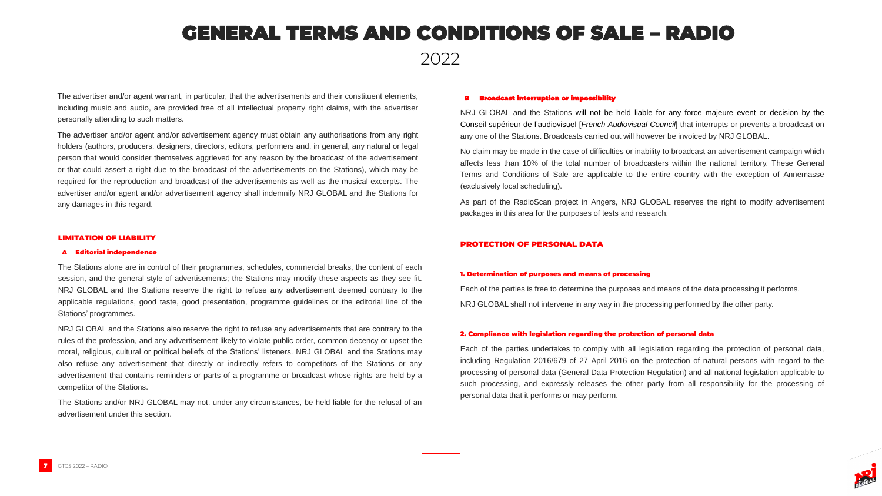# GENERAL TERMS AND CONDITIONS OF SALE – RADIO

2022

The advertiser and/or agent warrant, in particular, that the advertisements and their constituent elements, including music and audio, are provided free of all intellectual property right claims, with the advertiser personally attending to such matters.

The advertiser and/or agent and/or advertisement agency must obtain any authorisations from any right holders (authors, producers, designers, directors, editors, performers and, in general, any natural or legal person that would consider themselves aggrieved for any reason by the broadcast of the advertisement or that could assert a right due to the broadcast of the advertisements on the Stations), which may be required for the reproduction and broadcast of the advertisements as well as the musical excerpts. The advertiser and/or agent and/or advertisement agency shall indemnify NRJ GLOBAL and the Stations for any damages in this regard.

## LIMITATION OF LIABILITY

### A Editorial independence

The Stations alone are in control of their programmes, schedules, commercial breaks, the content of each session, and the general style of advertisements; the Stations may modify these aspects as they see fit. NRJ GLOBAL and the Stations reserve the right to refuse any advertisement deemed contrary to the applicable regulations, good taste, good presentation, programme guidelines or the editorial line of the Stations' programmes.

NRJ GLOBAL and the Stations also reserve the right to refuse any advertisements that are contrary to the rules of the profession, and any advertisement likely to violate public order, common decency or upset the moral, religious, cultural or political beliefs of the Stations' listeners. NRJ GLOBAL and the Stations may also refuse any advertisement that directly or indirectly refers to competitors of the Stations or any advertisement that contains reminders or parts of a programme or broadcast whose rights are held by a competitor of the Stations.

The Stations and/or NRJ GLOBAL may not, under any circumstances, be held liable for the refusal of an advertisement under this section.

### B Broadcast interruption or impossibility

NRJ GLOBAL and the Stations will not be held liable for any force majeure event or decision by the Conseil supérieur de l'audiovisuel [*French Audiovisual Council*] that interrupts or prevents a broadcast on any one of the Stations. Broadcasts carried out will however be invoiced by NRJ GLOBAL.

No claim may be made in the case of difficulties or inability to broadcast an advertisement campaign which affects less than 10% of the total number of broadcasters within the national territory. These General Terms and Conditions of Sale are applicable to the entire country with the exception of Annemasse (exclusively local scheduling).

As part of the RadioScan project in Angers, NRJ GLOBAL reserves the right to modify advertisement packages in this area for the purposes of tests and research.

## PROTECTION OF PERSONAL DATA

### 1. Determination of purposes and means of processing

Each of the parties is free to determine the purposes and means of the data processing it performs.

NRJ GLOBAL shall not intervene in any way in the processing performed by the other party.

### 2. Compliance with legislation regarding the protection of personal data

Each of the parties undertakes to comply with all legislation regarding the protection of personal data, including Regulation 2016/679 of 27 April 2016 on the protection of natural persons with regard to the processing of personal data (General Data Protection Regulation) and all national legislation applicable to such processing, and expressly releases the other party from all responsibility for the processing of personal data that it performs or may perform.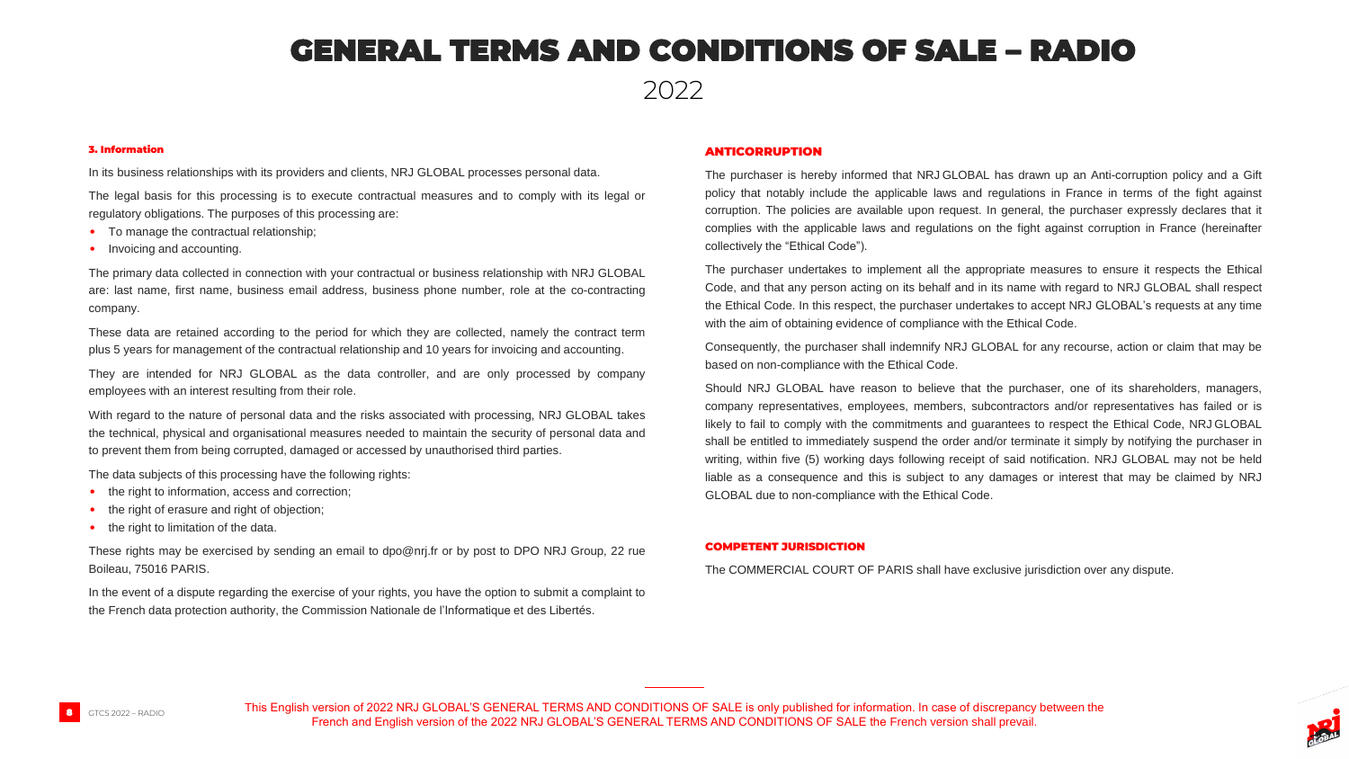# GENERAL TERMS AND CONDITIONS OF SALE – RADIO

2022

### 3. Information

In its business relationships with its providers and clients, NRJ GLOBAL processes personal data.

The legal basis for this processing is to execute contractual measures and to comply with its legal or regulatory obligations. The purposes of this processing are:

- To manage the contractual relationship;
- Invoicing and accounting.

The primary data collected in connection with your contractual or business relationship with NRJ GLOBAL are: last name, first name, business email address, business phone number, role at the co-contracting company.

These data are retained according to the period for which they are collected, namely the contract term plus 5 years for management of the contractual relationship and 10 years for invoicing and accounting.

They are intended for NRJ GLOBAL as the data controller, and are only processed by company employees with an interest resulting from their role.

With regard to the nature of personal data and the risks associated with processing, NRJ GLOBAL takes the technical, physical and organisational measures needed to maintain the security of personal data and to prevent them from being corrupted, damaged or accessed by unauthorised third parties.

The data subjects of this processing have the following rights:

- the right to information, access and correction;
- the right of erasure and right of objection;
- the right to limitation of the data.

These rights may be exercised by sending an email to dpo@nrj.fr or by post to DPO NRJ Group, 22 rue Boileau, 75016 PARIS.

In the event of a dispute regarding the exercise of your rights, you have the option to submit a complaint to the French data protection authority, the Commission Nationale de l'Informatique et des Libertés.

## ANTICORRUPTION

The purchaser is hereby informed that NRJ GLOBAL has drawn up an Anti-corruption policy and a Gift policy that notably include the applicable laws and regulations in France in terms of the fight against corruption. The policies are available upon request. In general, the purchaser expressly declares that it complies with the applicable laws and regulations on the fight against corruption in France (hereinafter collectively the "Ethical Code").

The purchaser undertakes to implement all the appropriate measures to ensure it respects the Ethical Code, and that any person acting on its behalf and in its name with regard to NRJ GLOBAL shall respect the Ethical Code. In this respect, the purchaser undertakes to accept NRJ GLOBAL's requests at any time with the aim of obtaining evidence of compliance with the Ethical Code.

Consequently, the purchaser shall indemnify NRJ GLOBAL for any recourse, action or claim that may be based on non-compliance with the Ethical Code.

Should NRJ GLOBAL have reason to believe that the purchaser, one of its shareholders, managers, company representatives, employees, members, subcontractors and/or representatives has failed or is likely to fail to comply with the commitments and guarantees to respect the Ethical Code, NRJ GLOBAL shall be entitled to immediately suspend the order and/or terminate it simply by notifying the purchaser in writing, within five (5) working days following receipt of said notification. NRJ GLOBAL may not be held liable as a consequence and this is subject to any damages or interest that may be claimed by NRJ GLOBAL due to non-compliance with the Ethical Code.

## COMPETENT JURISDICTION

The COMMERCIAL COURT OF PARIS shall have exclusive jurisdiction over any dispute.

This English version of 2022 NRJ GLOBAL'S GENERAL TERMS AND CONDITIONS OF SALE is only published for information. In case of discrepancy between the French and English version of the 2022 NRJ GLOBAL'S GENERAL TERMS AND CONDITIONS OF SALE the French version shall prevail.